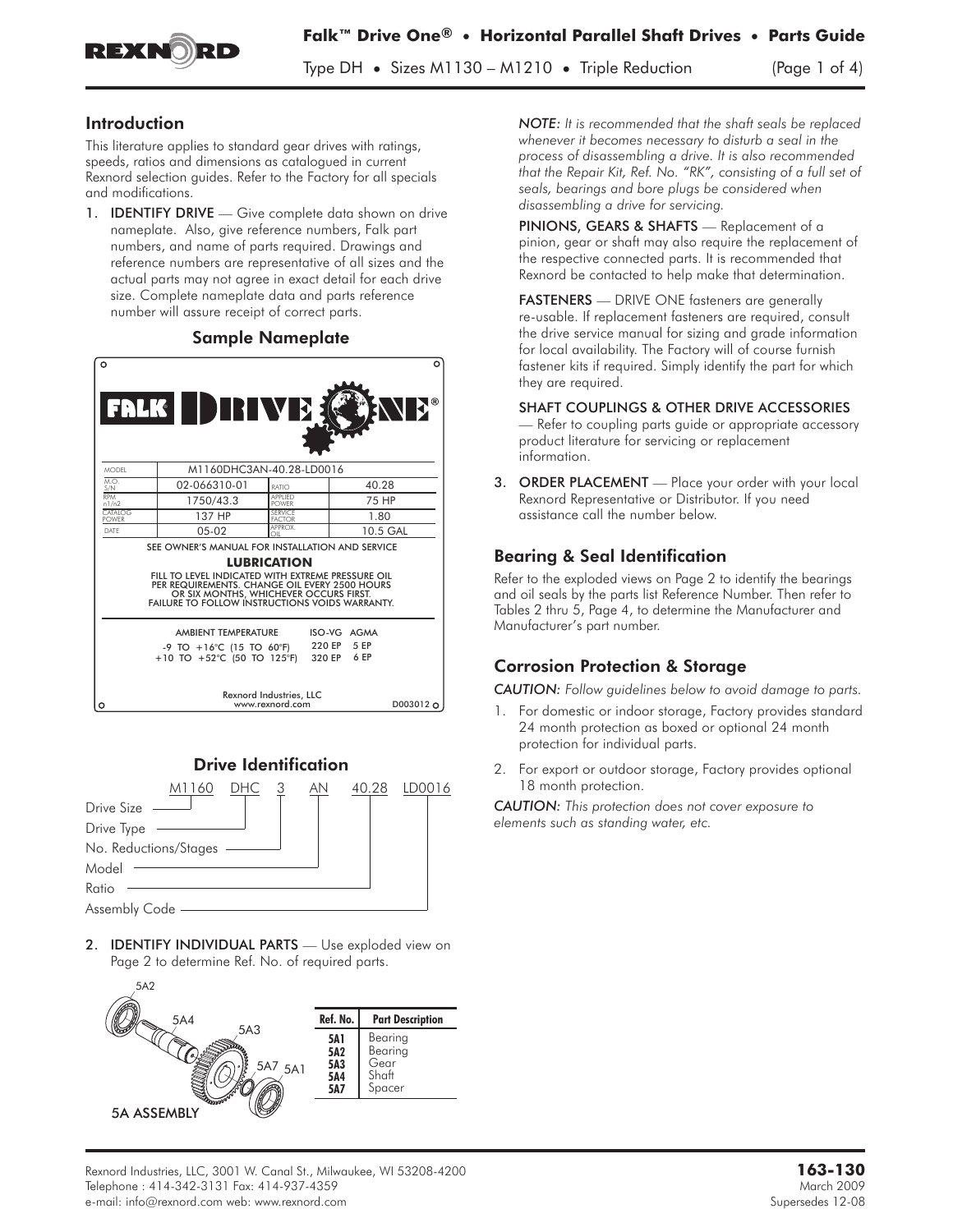# Falk™ Drive One® • Horizontal Parallel Shaft Drives • Parts Guide

Type DH • Sizes M1130 – M1210 • Triple Reduction

## Introduction

This literature applies to standard gear drives with ratings, speeds, ratios and dimensions as catalogued in current Rexnord selection guides. Refer to the Factory for all specials and modifications.

1. **IDENTIFY DRIVE** — Give complete data shown on drive nameplate. Also, give reference numbers, Falk part numbers, and name of parts required. Drawings and reference numbers are representative of all sizes and the actual parts may not agree in exact detail for each drive size. Complete nameplate data and parts reference number will assure receipt of correct parts.

### Sample Nameplate

FALK DRIVE ONE®

| MODEL | M1160DHC3AN-40.28-LD0016 | | |
|---|---|---|---|
| M.O. S/N | 02-066310-01 | RATIO | 40.28 |
| RPM n1/n2 | 1750/43.3 | APPLIED POWER | 75 HP |
| CATALOG POWER | 137 HP | SERVICE FACTOR | 1.80 |
| DATE | 05-02 | APPROX. OIL | 10.5 GAL |

SEE OWNER'S MANUAL FOR INSTALLATION AND SERVICE

**LUBRICATION**

FILL TO LEVEL INDICATED WITH EXTREME PRESSURE OIL PER REQUIREMENTS. CHANGE OIL EVERY 2500 HOURS OR SIX MONTHS, WHICHEVER OCCURS FIRST. FAILURE TO FOLLOW INSTRUCTIONS VOIDS WARRANTY.

| AMBIENT TEMPERATURE | ISO-VG | AGMA |
|---|---|---|
| -9 TO +16°C (15 TO 60°F) | 220 EP | 5 EP |
| +10 TO +52°C (50 TO 125°F) | 320 EP | 6 EP |

Rexnord Industries, LLC
www.rexnord.com
D003012

### Drive Identification

M1160 DHC 3 AN 40.28 LD0016

- Drive Size — M1160
- Drive Type — DHC
- No. Reductions/Stages — 3
- Model — AN
- Ratio — 40.28
- Assembly Code — LD0016

2. **IDENTIFY INDIVIDUAL PARTS** — Use exploded view on Page 2 to determine Ref. No. of required parts.

5A ASSEMBLY

| Ref. No. | Part Description |
|---|---|
| 5A1 | Bearing |
| 5A2 | Bearing |
| 5A3 | Gear |
| 5A4 | Shaft |
| 5A7 | Spacer |

*NOTE: It is recommended that the shaft seals be replaced whenever it becomes necessary to disturb a seal in the process of disassembling a drive. It is also recommended that the Repair Kit, Ref. No. "RK", consisting of a full set of seals, bearings and bore plugs be considered when disassembling a drive for servicing.*

**PINIONS, GEARS & SHAFTS** — Replacement of a pinion, gear or shaft may also require the replacement of the respective connected parts. It is recommended that Rexnord be contacted to help make that determination.

**FASTENERS** — DRIVE ONE fasteners are generally re-usable. If replacement fasteners are required, consult the drive service manual for sizing and grade information for local availability. The Factory will of course furnish fastener kits if required. Simply identify the part for which they are required.

**SHAFT COUPLINGS & OTHER DRIVE ACCESSORIES** — Refer to coupling parts guide or appropriate accessory product literature for servicing or replacement information.

3. **ORDER PLACEMENT** — Place your order with your local Rexnord Representative or Distributor. If you need assistance call the number below.

## Bearing & Seal Identification

Refer to the exploded views on Page 2 to identify the bearings and oil seals by the parts list Reference Number. Then refer to Tables 2 thru 5, Page 4, to determine the Manufacturer and Manufacturer's part number.

## Corrosion Protection & Storage

*CAUTION: Follow guidelines below to avoid damage to parts.*

1. For domestic or indoor storage, Factory provides standard 24 month protection as boxed or optional 24 month protection for individual parts.
2. For export or outdoor storage, Factory provides optional 18 month protection.

*CAUTION: This protection does not cover exposure to elements such as standing water, etc.*

Rexnord Industries, LLC, 3001 W. Canal St., Milwaukee, WI 53208-4200
Telephone : 414-342-3131 Fax: 414-937-4359
e-mail: info@rexnord.com web: www.rexnord.com

**163-130**
March 2009
Supersedes 12-08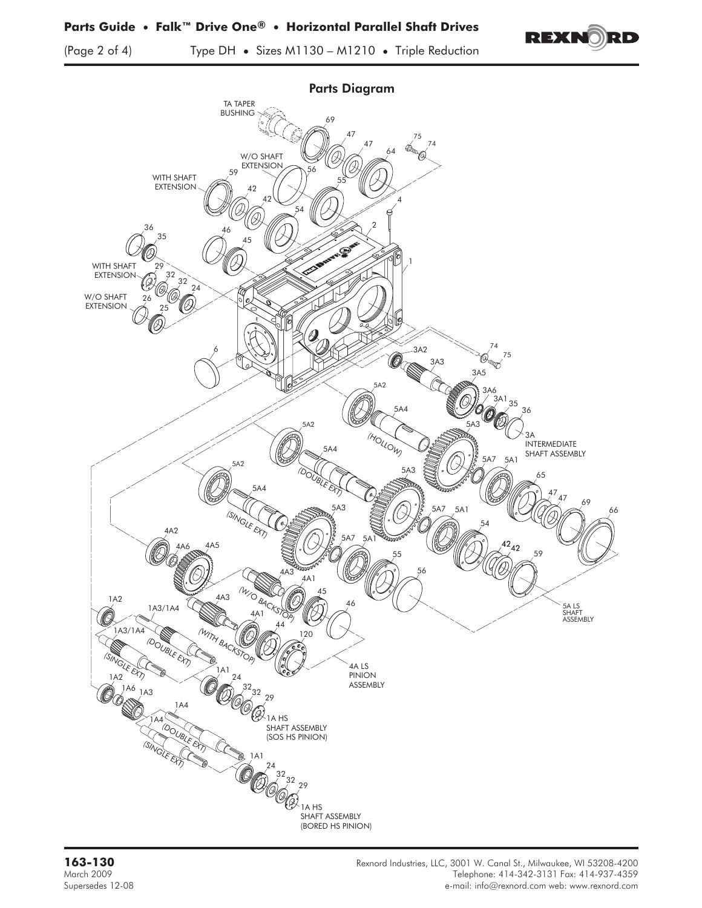## Parts Diagram

TA TAPER BUSHING

WITH SHAFT EXTENSION

W/O SHAFT EXTENSION

3A INTERMEDIATE SHAFT ASSEMBLY

5A LS SHAFT ASSEMBLY

4A LS PINION ASSEMBLY

1A HS SHAFT ASSEMBLY (SOS HS PINION)

1A HS SHAFT ASSEMBLY (BORED HS PINION)

(HOLLOW)

(DOUBLE EXT)

(SINGLE EXT)

(W/O BACKSTOP)

(WITH BACKSTOP)

**163-130**
March 2009
Supersedes 12-08

Rexnord Industries, LLC, 3001 W. Canal St., Milwaukee, WI 53208-4200
Telephone: 414-342-3131 Fax: 414-937-4359
e-mail: info@rexnord.com web: www.rexnord.com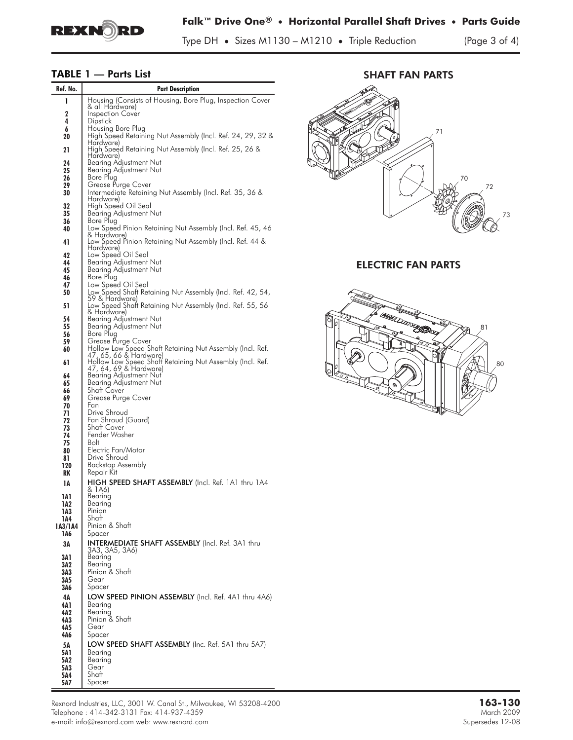## TABLE 1 — Parts List

| Ref. No. | Part Description |
|---|---|
| 1 | Housing (Consists of Housing, Bore Plug, Inspection Cover & all Hardware) |
| 2 | Inspection Cover |
| 4 | Dipstick |
| 6 | Housing Bore Plug |
| 20 | High Speed Retaining Nut Assembly (Incl. Ref. 24, 29, 32 & Hardware) |
| 21 | High Speed Retaining Nut Assembly (Incl. Ref. 25, 26 & Hardware) |
| 24 | Bearing Adjustment Nut |
| 25 | Bearing Adjustment Nut |
| 26 | Bore Plug |
| 29 | Grease Purge Cover |
| 30 | Intermediate Retaining Nut Assembly (Incl. Ref. 35, 36 & Hardware) |
| 32 | High Speed Oil Seal |
| 35 | Bearing Adjustment Nut |
| 36 | Bore Plug |
| 40 | Low Speed Pinion Retaining Nut Assembly (Incl. Ref. 45, 46 & Hardware) |
| 41 | Low Speed Pinion Retaining Nut Assembly (Incl. Ref. 44 & Hardware) |
| 42 | Low Speed Oil Seal |
| 44 | Bearing Adjustment Nut |
| 45 | Bearing Adjustment Nut |
| 46 | Bore Plug |
| 47 | Low Speed Oil Seal |
| 50 | Low Speed Shaft Retaining Nut Assembly (Incl. Ref. 42, 54, 59 & Hardware) |
| 51 | Low Speed Shaft Retaining Nut Assembly (Incl. Ref. 55, 56 & Hardware) |
| 54 | Bearing Adjustment Nut |
| 55 | Bearing Adjustment Nut |
| 56 | Bore Plug |
| 59 | Grease Purge Cover |
| 60 | Hollow Low Speed Shaft Retaining Nut Assembly (Incl. Ref. 47, 65, 66 & Hardware) |
| 61 | Hollow Low Speed Shaft Retaining Nut Assembly (Incl. Ref. 47, 64, 69 & Hardware) |
| 64 | Bearing Adjustment Nut |
| 65 | Bearing Adjustment Nut |
| 66 | Shaft Cover |
| 69 | Grease Purge Cover |
| 70 | Fan |
| 71 | Drive Shroud |
| 72 | Fan Shroud (Guard) |
| 73 | Shaft Cover |
| 74 | Fender Washer |
| 75 | Bolt |
| 80 | Electric Fan/Motor |
| 81 | Drive Shroud |
| 120 | Backstop Assembly |
| RK | Repair Kit |
| 1A | **HIGH SPEED SHAFT ASSEMBLY** (Incl. Ref. 1A1 thru 1A4 & 1A6) |
| 1A1 | Bearing |
| 1A2 | Bearing |
| 1A3 | Pinion |
| 1A4 | Shaft |
| 1A3/1A4 | Pinion & Shaft |
| 1A6 | Spacer |
| 3A | **INTERMEDIATE SHAFT ASSEMBLY** (Incl. Ref. 3A1 thru 3A3, 3A5, 3A6) |
| 3A1 | Bearing |
| 3A2 | Bearing |
| 3A3 | Pinion & Shaft |
| 3A5 | Gear |
| 3A6 | Spacer |
| 4A | **LOW SPEED PINION ASSEMBLY** (Incl. Ref. 4A1 thru 4A6) |
| 4A1 | Bearing |
| 4A2 | Bearing |
| 4A3 | Pinion & Shaft |
| 4A5 | Gear |
| 4A6 | Spacer |
| 5A | **LOW SPEED SHAFT ASSEMBLY** (Inc. Ref. 5A1 thru 5A7) |
| 5A1 | Bearing |
| 5A2 | Bearing |
| 5A3 | Gear |
| 5A4 | Shaft |
| 5A7 | Spacer |

## SHAFT FAN PARTS

71, 70, 72, 73

## ELECTRIC FAN PARTS

81, 80

Rexnord Industries, LLC, 3001 W. Canal St., Milwaukee, WI 53208-4200
Telephone : 414-342-3131 Fax: 414-937-4359
e-mail: info@rexnord.com web: www.rexnord.com

**163-130**
March 2009
Supersedes 12-08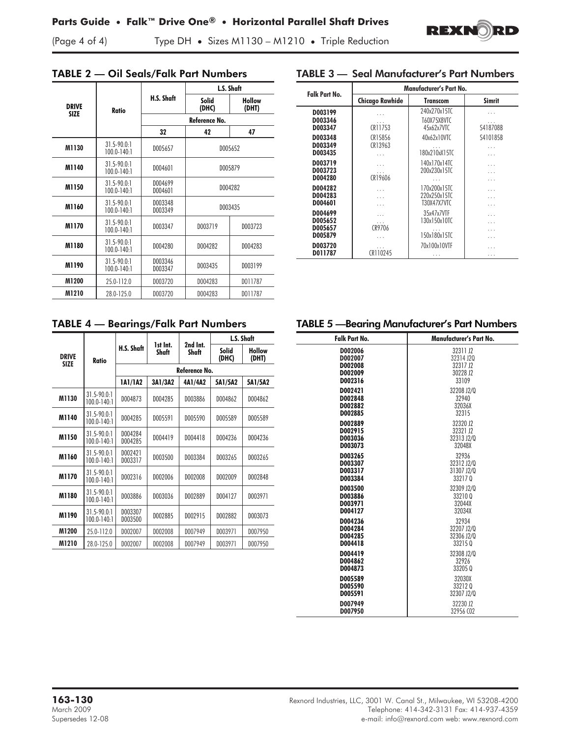### TABLE 2 — Oil Seals/Falk Part Numbers

| DRIVE SIZE | Ratio | H.S. Shaft | L.S. Shaft Solid (DHC) | L.S. Shaft Hollow (DHT) |
|---|---|---|---|---|
| | | Reference No. | | |
| | | 32 | 42 | 47 |
| M1130 | 31.5-90.0:1<br>100.0-140:1 | D005657 | D005652 | D005652 |
| M1140 | 31.5-90.0:1<br>100.0-140:1 | D004601 | D005879 | D005879 |
| M1150 | 31.5-90.0:1<br>100.0-140:1 | D004699<br>D004601 | D004282 | D004282 |
| M1160 | 31.5-90.0:1<br>100.0-140:1 | D003348<br>D003349 | D003435 | D003435 |
| M1170 | 31.5-90.0:1<br>100.0-140:1 | D003347 | D003719 | D003723 |
| M1180 | 31.5-90.0:1<br>100.0-140:1 | D004280 | D004282 | D004283 |
| M1190 | 31.5-90.0:1<br>100.0-140:1 | D003346<br>D003347 | D003435 | D003199 |
| M1200 | 25.0-112.0 | D003720 | D004283 | D011787 |
| M1210 | 28.0-125.0 | D003720 | D004283 | D011787 |

### TABLE 3 — Seal Manufacturer's Part Numbers

| Falk Part No. | Manufacturer's Part No. Chicago Rawhide | Transcom | Simrit |
|---|---|---|---|
| D003199 | . . . | 240x270x15TC | . . . |
| D003346 | . . . | T60X75X8VTC | . . . |
| D003347 | CR11753 | 45x62x7VTC | S418708B |
| D003348 | CR15856 | 40x62x10VTC | S410185B |
| D003349 | CR13963 | . . . | . . . |
| D003435 | . . . | 180x210xX15TC | . . . |
| D003719 | . . . | 140x170x14TC | . . . |
| D003723 | . . . | 200x230x15TC | . . . |
| D004280 | CR19606 | . . . | . . . |
| D004282 | . . . | 170x200x15TC | . . . |
| D004283 | . . . | 220x250x15TC | . . . |
| D004601 | . . . | T30X47X7VTC | . . . |
| D004699 | . . . | 35x47x7VTF | . . . |
| D005652 | . . . | 130x150x10TC | . . . |
| D005657 | CR9706 | . . . | . . . |
| D005879 | . . . | 150x180x15TC | . . . |
| D003720 | . . . | 70x100x10VTF | . . . |
| D011787 | CR110245 | . . . | . . . |

### TABLE 4 — Bearings/Falk Part Numbers

| DRIVE SIZE | Ratio | H.S. Shaft | 1st Int. Shaft | 2nd Int. Shaft | L.S. Shaft Solid (DHC) | L.S. Shaft Hollow (DHT) |
|---|---|---|---|---|---|---|
| | | Reference No. | | | | |
| | | 1A1/1A2 | 3A1/3A2 | 4A1/4A2 | 5A1/5A2 | 5A1/5A2 |
| M1130 | 31.5-90.0:1<br>100.0-140:1 | D004873 | D004285 | D003886 | D004862 | D004862 |
| M1140 | 31.5-90.0:1<br>100.0-140:1 | D004285 | D005591 | D005590 | D005589 | D005589 |
| M1150 | 31.5-90.0:1<br>100.0-140:1 | D004284<br>D004285 | D004419 | D004418 | D004236 | D004236 |
| M1160 | 31.5-90.0:1<br>100.0-140:1 | D002421<br>D003317 | D003500 | D003384 | D003265 | D003265 |
| M1170 | 31.5-90.0:1<br>100.0-140:1 | D002316 | D002006 | D002008 | D002009 | D002848 |
| M1180 | 31.5-90.0:1<br>100.0-140:1 | D003886 | D003036 | D002889 | D004127 | D003971 |
| M1190 | 31.5-90.0:1<br>100.0-140:1 | D003307<br>D003500 | D002885 | D002915 | D002882 | D003073 |
| M1200 | 25.0-112.0 | D002007 | D002008 | D007949 | D003971 | D007950 |
| M1210 | 28.0-125.0 | D002007 | D002008 | D007949 | D003971 | D007950 |

### TABLE 5 —Bearing Manufacturer's Part Numbers

| Falk Part No. | Manufacturer's Part No. |
|---|---|
| D002006 | 32311 J2 |
| D002007 | 32314 J2Q |
| D002008 | 32317 J2 |
| D002009 | 30228 J2 |
| D002316 | 33109 |
| D002421 | 32208 J2/Q |
| D002848 | 32940 |
| D002882 | 32036X |
| D002885 | 32315 |
| D002889 | 32320 J2 |
| D002915 | 32321 J2 |
| D003036 | 32313 J2/Q |
| D003073 | 32048X |
| D003265 | 32936 |
| D003307 | 32312 J2/Q |
| D003317 | 31307 J2/Q |
| D003384 | 33217 Q |
| D003500 | 32309 J2/Q |
| D003886 | 33210 Q |
| D003971 | 32044X |
| D004127 | 32034X |
| D004236 | 32934 |
| D004284 | 32207 J2/Q |
| D004285 | 32306 J2/Q |
| D004418 | 33215 Q |
| D004419 | 32308 J2/Q |
| D004862 | 32926 |
| D004873 | 33205 Q |
| D005589 | 32030X |
| D005590 | 33212 Q |
| D005591 | 32307 J2/Q |
| D007949 | 32230 J2 |
| D007950 | 32956 C02 |

**163-130**
March 2009
Supersedes 12-08

Rexnord Industries, LLC, 3001 W. Canal St., Milwaukee, WI 53208-4200
Telephone: 414-342-3131 Fax: 414-937-4359
e-mail: info@rexnord.com web: www.rexnord.com